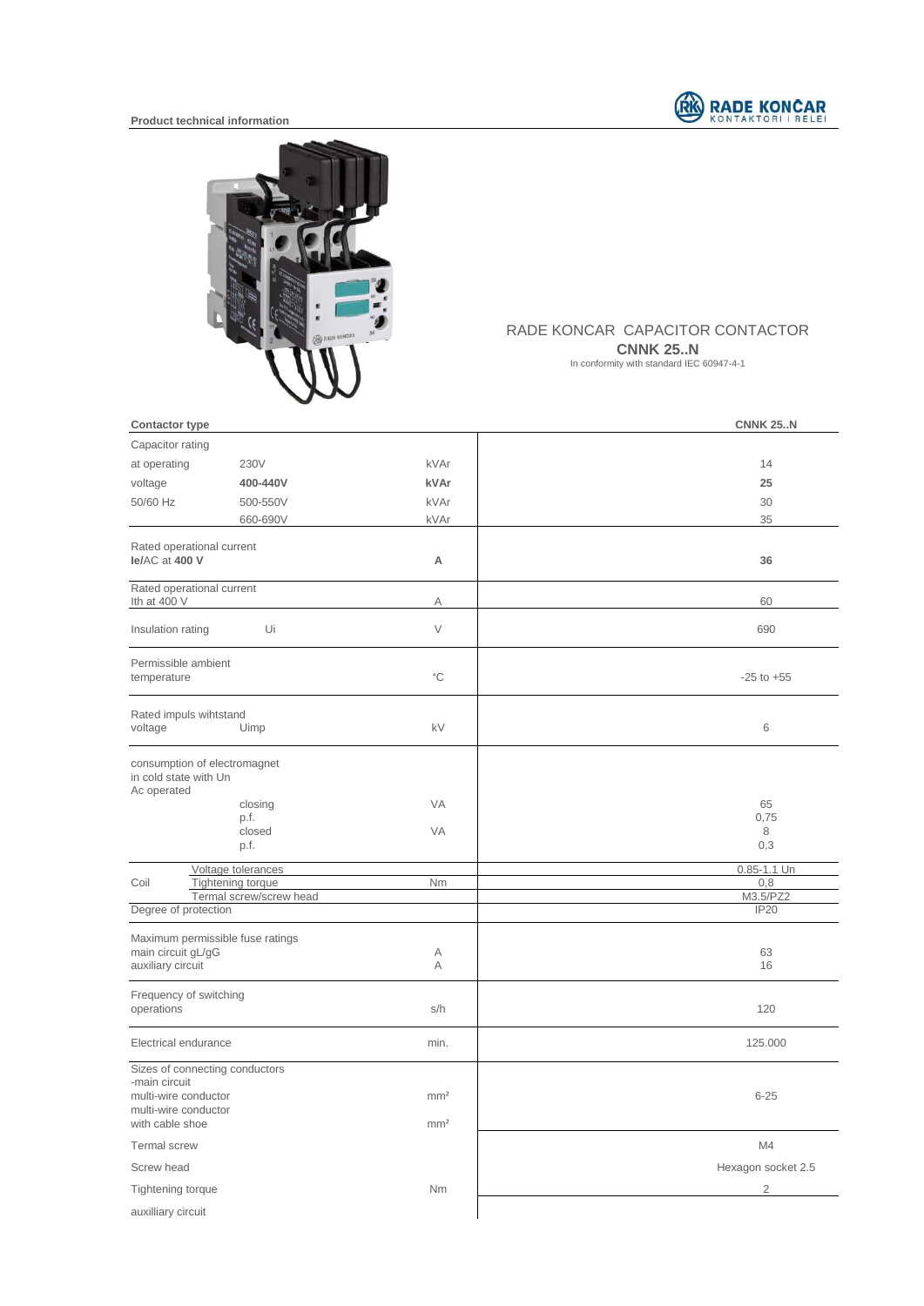**Product technical information**

RADE KONCAR CAPACITOR CONTACTOR
**CNNK 25..N**
In conformity with standard IEC 60947-4-1

| **Contactor type** | | | **CNNK 25..N** |
|---|---|---|---|
| Capacitor rating | | | |
| at operating | 230V | kVAr | 14 |
| voltage | **400-440V** | **kVAr** | **25** |
| 50/60 Hz | 500-550V | kVAr | 30 |
| | 660-690V | kVAr | 35 |
| Rated operational current **Ie**/AC at **400 V** | | **A** | **36** |
| Rated operational current Ith at 400 V | | A | 60 |
| Insulation rating | Ui | V | 690 |
| Permissible ambient temperature | | °C | -25 to +55 |
| Rated impuls wihtstand voltage | Uimp | kV | 6 |
| consumption of electromagnet in cold state with Un Ac operated | | | |
| | closing | VA | 65 |
| | p.f. | | 0,75 |
| | closed | VA | 8 |
| | p.f. | | 0,3 |
| Coil | Voltage tolerances | | 0.85-1.1 Un |
| | Tightening torque | Nm | 0,8 |
| | Termal screw/screw head | | M3.5/PZ2 |
| Degree of protection | | | IP20 |
| Maximum permissible fuse ratings | | | |
| main circuit gL/gG | | A | 63 |
| auxiliary circuit | | A | 16 |
| Frequency of switching operations | | s/h | 120 |
| Electrical endurance | | min. | 125.000 |
| Sizes of connecting conductors -main circuit | | | |
| multi-wire conductor | | mm² | 6-25 |
| multi-wire conductor with cable shoe | | mm² | |
| Termal screw | | | M4 |
| Screw head | | | Hexagon socket 2.5 |
| Tightening torque | | Nm | 2 |
| auxilliary circuit | | | |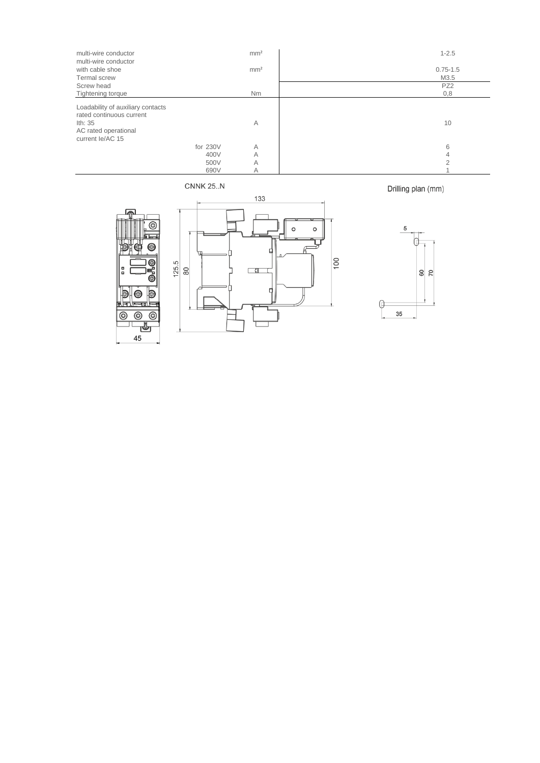| | | |
|---|---|---|
| multi-wire conductor | mm² | 1-2.5 |
| multi-wire conductor with cable shoe | mm² | 0.75-1.5 |
| Termal screw | | M3.5 |
| Screw head | | PZ2 |
| Tightening torque | Nm | 0,8 |
| Loadability of auxiliary contacts rated continuous current Ith: 35 | A | 10 |
| AC rated operational current Ie/AC 15 | | |
| for 230V | A | 6 |
| 400V | A | 4 |
| 500V | A | 2 |
| 690V | A | 1 |

CNNK 25..N

133

125.5

80

100

45

Drilling plan (mm)

5

60

70

35